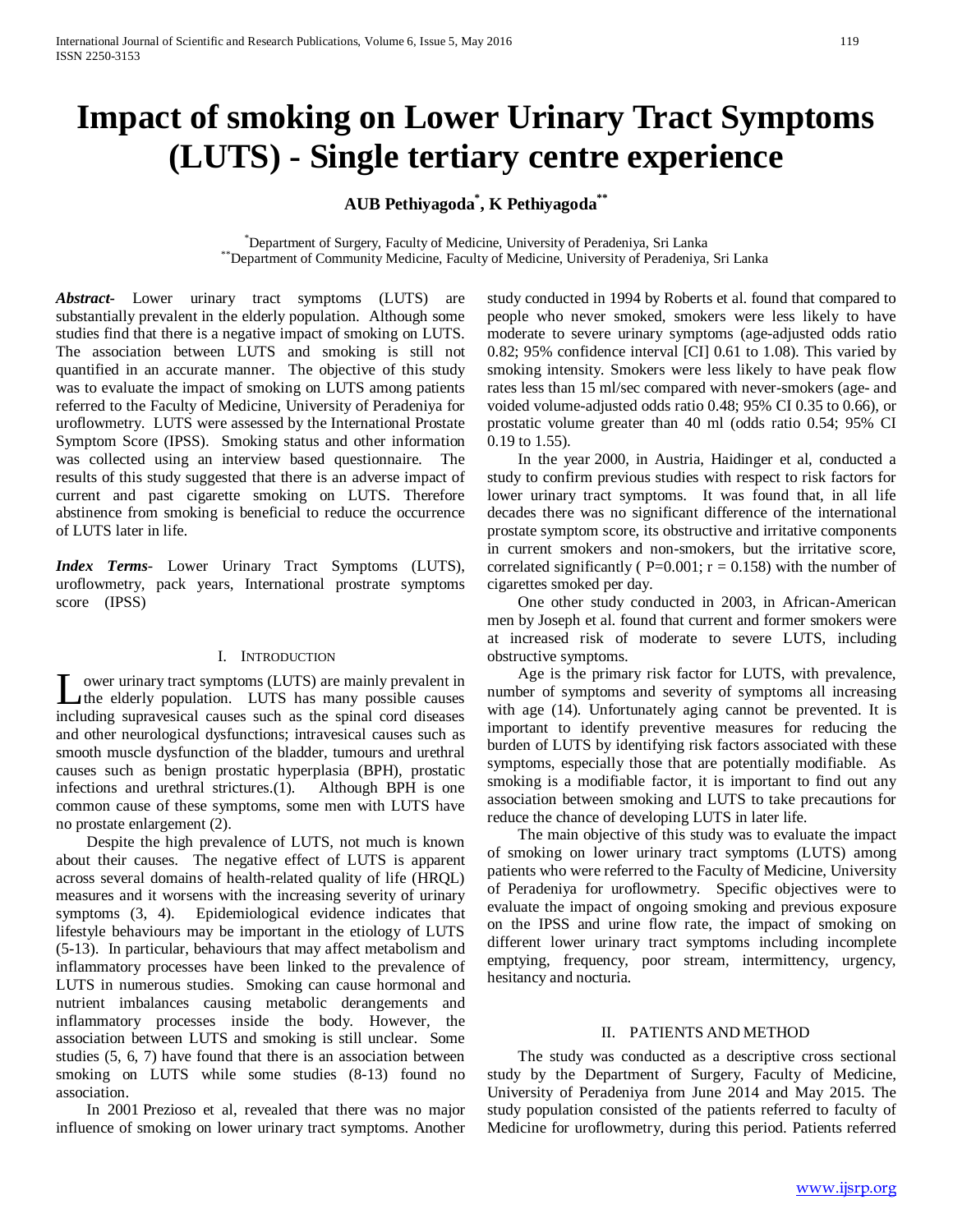# Impact of smoking on Lower Urinary Tract Symptoms (LUTS) - Single tertiary centre experience

**AUB Pethiyagoda[*], K Pethiyagoda[**]**

[*] Department of Surgery, Faculty of Medicine, University of Peradeniya, Sri Lanka
[**] Department of Community Medicine, Faculty of Medicine, University of Peradeniya, Sri Lanka

***Abstract***- Lower urinary tract symptoms (LUTS) are substantially prevalent in the elderly population. Although some studies find that there is a negative impact of smoking on LUTS. The association between LUTS and smoking is still not quantified in an accurate manner. The objective of this study was to evaluate the impact of smoking on LUTS among patients referred to the Faculty of Medicine, University of Peradeniya for uroflowmetry. LUTS were assessed by the International Prostate Symptom Score (IPSS). Smoking status and other information was collected using an interview based questionnaire. The results of this study suggested that there is an adverse impact of current and past cigarette smoking on LUTS. Therefore abstinence from smoking is beneficial to reduce the occurrence of LUTS later in life.

***Index Terms***- Lower Urinary Tract Symptoms (LUTS), uroflowmetry, pack years, International prostrate symptoms score (IPSS)

## I. Introduction

Lower urinary tract symptoms (LUTS) are mainly prevalent in the elderly population. LUTS has many possible causes including supravesical causes such as the spinal cord diseases and other neurological dysfunctions; intravesical causes such as smooth muscle dysfunction of the bladder, tumours and urethral causes such as benign prostatic hyperplasia (BPH), prostatic infections and urethral strictures.(1). Although BPH is one common cause of these symptoms, some men with LUTS have no prostate enlargement (2).

Despite the high prevalence of LUTS, not much is known about their causes. The negative effect of LUTS is apparent across several domains of health-related quality of life (HRQL) measures and it worsens with the increasing severity of urinary symptoms (3, 4). Epidemiological evidence indicates that lifestyle behaviours may be important in the etiology of LUTS (5-13). In particular, behaviours that may affect metabolism and inflammatory processes have been linked to the prevalence of LUTS in numerous studies. Smoking can cause hormonal and nutrient imbalances causing metabolic derangements and inflammatory processes inside the body. However, the association between LUTS and smoking is still unclear. Some studies (5, 6, 7) have found that there is an association between smoking on LUTS while some studies (8-13) found no association.

In 2001 Prezioso et al, revealed that there was no major influence of smoking on lower urinary tract symptoms. Another study conducted in 1994 by Roberts et al. found that compared to people who never smoked, smokers were less likely to have moderate to severe urinary symptoms (age-adjusted odds ratio 0.82; 95% confidence interval [CI] 0.61 to 1.08). This varied by smoking intensity. Smokers were less likely to have peak flow rates less than 15 ml/sec compared with never-smokers (age- and voided volume-adjusted odds ratio 0.48; 95% CI 0.35 to 0.66), or prostatic volume greater than 40 ml (odds ratio 0.54; 95% CI 0.19 to 1.55).

In the year 2000, in Austria, Haidinger et al, conducted a study to confirm previous studies with respect to risk factors for lower urinary tract symptoms. It was found that, in all life decades there was no significant difference of the international prostate symptom score, its obstructive and irritative components in current smokers and non-smokers, but the irritative score, correlated significantly ( $P=0.001$; $r = 0.158$) with the number of cigarettes smoked per day.

One other study conducted in 2003, in African-American men by Joseph et al. found that current and former smokers were at increased risk of moderate to severe LUTS, including obstructive symptoms.

Age is the primary risk factor for LUTS, with prevalence, number of symptoms and severity of symptoms all increasing with age (14). Unfortunately aging cannot be prevented. It is important to identify preventive measures for reducing the burden of LUTS by identifying risk factors associated with these symptoms, especially those that are potentially modifiable. As smoking is a modifiable factor, it is important to find out any association between smoking and LUTS to take precautions for reduce the chance of developing LUTS in later life.

The main objective of this study was to evaluate the impact of smoking on lower urinary tract symptoms (LUTS) among patients who were referred to the Faculty of Medicine, University of Peradeniya for uroflowmetry. Specific objectives were to evaluate the impact of ongoing smoking and previous exposure on the IPSS and urine flow rate, the impact of smoking on different lower urinary tract symptoms including incomplete emptying, frequency, poor stream, intermittency, urgency, hesitancy and nocturia.

## II. Patients and Method

The study was conducted as a descriptive cross sectional study by the Department of Surgery, Faculty of Medicine, University of Peradeniya from June 2014 and May 2015. The study population consisted of the patients referred to faculty of Medicine for uroflowmetry, during this period. Patients referred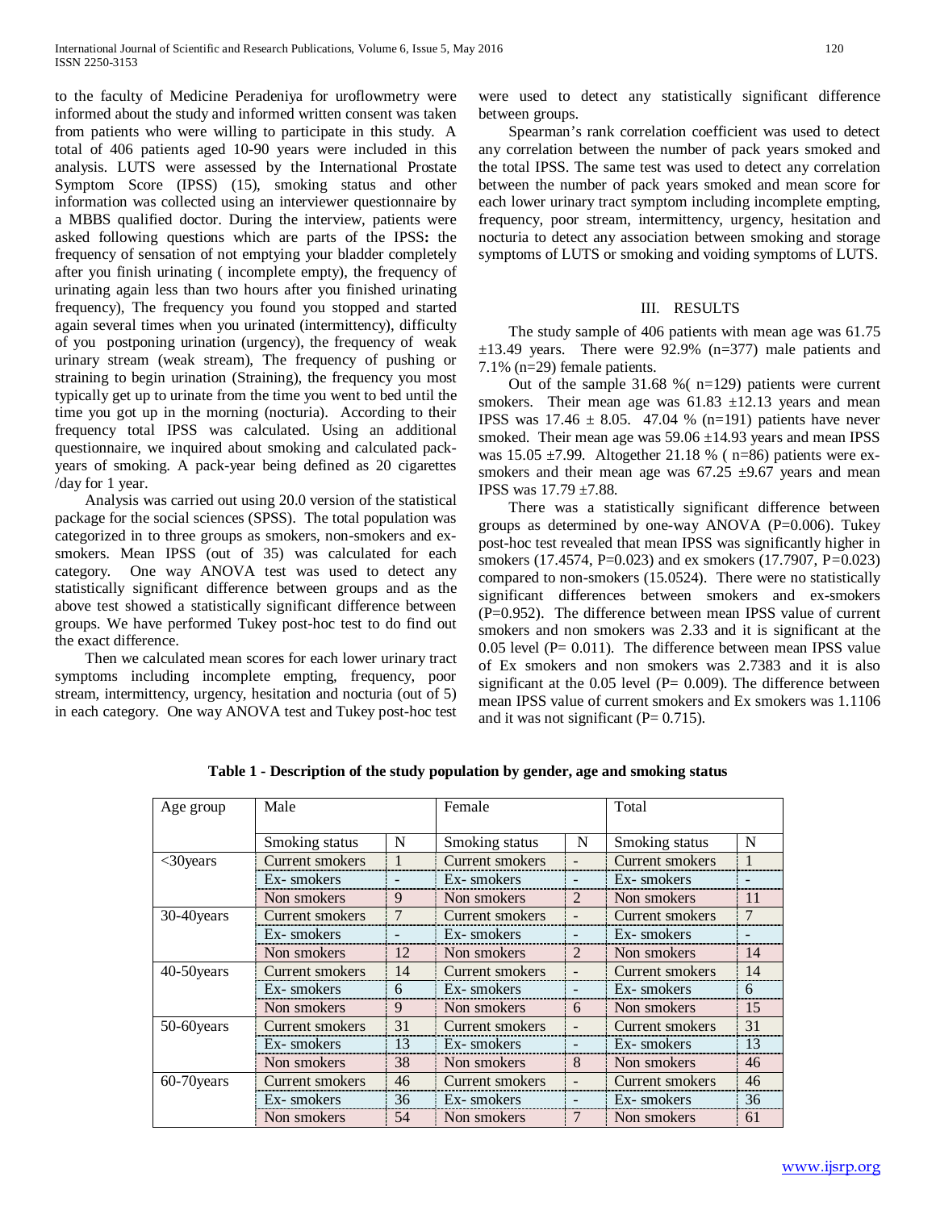to the faculty of Medicine Peradeniya for uroflowmetry were informed about the study and informed written consent was taken from patients who were willing to participate in this study. A total of 406 patients aged 10-90 years were included in this analysis. LUTS were assessed by the International Prostate Symptom Score (IPSS) (15), smoking status and other information was collected using an interviewer questionnaire by a MBBS qualified doctor. During the interview, patients were asked following questions which are parts of the IPSS**:** the frequency of sensation of not emptying your bladder completely after you finish urinating ( incomplete empty), the frequency of urinating again less than two hours after you finished urinating frequency), The frequency you found you stopped and started again several times when you urinated (intermittency), difficulty of you postponing urination (urgency), the frequency of weak urinary stream (weak stream), The frequency of pushing or straining to begin urination (Straining), the frequency you most typically get up to urinate from the time you went to bed until the time you got up in the morning (nocturia). According to their frequency total IPSS was calculated. Using an additional questionnaire, we inquired about smoking and calculated pack-years of smoking. A pack-year being defined as 20 cigarettes /day for 1 year.

Analysis was carried out using 20.0 version of the statistical package for the social sciences (SPSS). The total population was categorized in to three groups as smokers, non-smokers and ex-smokers. Mean IPSS (out of 35) was calculated for each category. One way ANOVA test was used to detect any statistically significant difference between groups and as the above test showed a statistically significant difference between groups. We have performed Tukey post-hoc test to do find out the exact difference.

Then we calculated mean scores for each lower urinary tract symptoms including incomplete empting, frequency, poor stream, intermittency, urgency, hesitation and nocturia (out of 5) in each category. One way ANOVA test and Tukey post-hoc test were used to detect any statistically significant difference between groups.

Spearman's rank correlation coefficient was used to detect any correlation between the number of pack years smoked and the total IPSS. The same test was used to detect any correlation between the number of pack years smoked and mean score for each lower urinary tract symptom including incomplete empting, frequency, poor stream, intermittency, urgency, hesitation and nocturia to detect any association between smoking and storage symptoms of LUTS or smoking and voiding symptoms of LUTS.

## III. RESULTS

The study sample of 406 patients with mean age was 61.75 ±13.49 years. There were 92.9% (n=377) male patients and 7.1% (n=29) female patients.

Out of the sample 31.68 %( n=129) patients were current smokers. Their mean age was 61.83 ±12.13 years and mean IPSS was 17.46 ± 8.05. 47.04 % (n=191) patients have never smoked. Their mean age was 59.06 ±14.93 years and mean IPSS was 15.05 ±7.99. Altogether 21.18 % ( n=86) patients were ex-smokers and their mean age was 67.25 ±9.67 years and mean IPSS was 17.79 ±7.88.

There was a statistically significant difference between groups as determined by one-way ANOVA (P=0.006). Tukey post-hoc test revealed that mean IPSS was significantly higher in smokers (17.4574, P=0.023) and ex smokers (17.7907, P=0.023) compared to non-smokers (15.0524). There were no statistically significant differences between smokers and ex-smokers (P=0.952). The difference between mean IPSS value of current smokers and non smokers was 2.33 and it is significant at the 0.05 level (P= 0.011). The difference between mean IPSS value of Ex smokers and non smokers was 2.7383 and it is also significant at the 0.05 level (P= 0.009). The difference between mean IPSS value of current smokers and Ex smokers was 1.1106 and it was not significant (P= 0.715).

**Table 1 - Description of the study population by gender, age and smoking status**

| Age group | Male | | Female | | Total | |
|---|---|---|---|---|---|---|
| | Smoking status | N | Smoking status | N | Smoking status | N |
| <30years | Current smokers | 1 | Current smokers | - | Current smokers | 1 |
| | Ex- smokers | - | Ex- smokers | - | Ex- smokers | - |
| | Non smokers | 9 | Non smokers | 2 | Non smokers | 11 |
| 30-40years | Current smokers | 7 | Current smokers | - | Current smokers | 7 |
| | Ex- smokers | - | Ex- smokers | - | Ex- smokers | - |
| | Non smokers | 12 | Non smokers | 2 | Non smokers | 14 |
| 40-50years | Current smokers | 14 | Current smokers | - | Current smokers | 14 |
| | Ex- smokers | 6 | Ex- smokers | - | Ex- smokers | 6 |
| | Non smokers | 9 | Non smokers | 6 | Non smokers | 15 |
| 50-60years | Current smokers | 31 | Current smokers | - | Current smokers | 31 |
| | Ex- smokers | 13 | Ex- smokers | - | Ex- smokers | 13 |
| | Non smokers | 38 | Non smokers | 8 | Non smokers | 46 |
| 60-70years | Current smokers | 46 | Current smokers | - | Current smokers | 46 |
| | Ex- smokers | 36 | Ex- smokers | - | Ex- smokers | 36 |
| | Non smokers | 54 | Non smokers | 7 | Non smokers | 61 |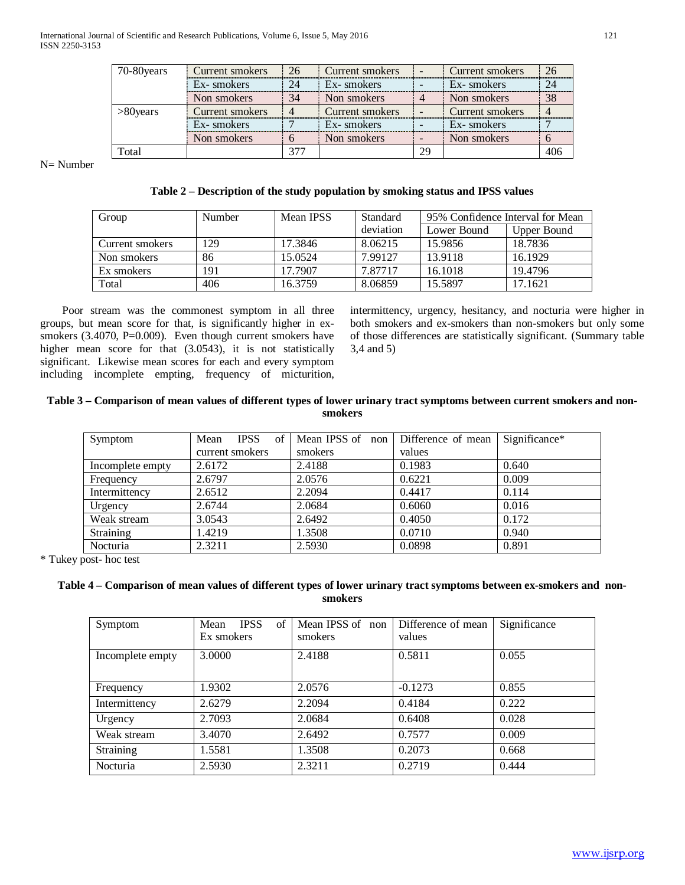| 70-80years | Current smokers | 26 | Current smokers | - | Current smokers | 26 |
|---|---|---|---|---|---|---|
| | Ex- smokers | 24 | Ex- smokers | - | Ex- smokers | 24 |
| | Non smokers | 34 | Non smokers | 4 | Non smokers | 38 |
| >80years | Current smokers | 4 | Current smokers | - | Current smokers | 4 |
| | Ex- smokers | 7 | Ex- smokers | - | Ex- smokers | 7 |
| | Non smokers | 6 | Non smokers | - | Non smokers | 6 |
| Total | | 377 | | 29 | | 406 |

N= Number

**Table 2 – Description of the study population by smoking status and IPSS values**

| Group | Number | Mean IPSS | Standard deviation | 95% Confidence Interval for Mean | |
|---|---|---|---|---|---|
| | | | | Lower Bound | Upper Bound |
| Current smokers | 129 | 17.3846 | 8.06215 | 15.9856 | 18.7836 |
| Non smokers | 86 | 15.0524 | 7.99127 | 13.9118 | 16.1929 |
| Ex smokers | 191 | 17.7907 | 7.87717 | 16.1018 | 19.4796 |
| Total | 406 | 16.3759 | 8.06859 | 15.5897 | 17.1621 |

Poor stream was the commonest symptom in all three groups, but mean score for that, is significantly higher in ex-smokers (3.4070, P=0.009). Even though current smokers have higher mean score for that (3.0543), it is not statistically significant. Likewise mean scores for each and every symptom including incomplete empting, frequency of micturition, intermittency, urgency, hesitancy, and nocturia were higher in both smokers and ex-smokers than non-smokers but only some of those differences are statistically significant. (Summary table 3,4 and 5)

**Table 3 – Comparison of mean values of different types of lower urinary tract symptoms between current smokers and non-smokers**

| Symptom | Mean IPSS of current smokers | Mean IPSS of non smokers | Difference of mean values | Significance* |
|---|---|---|---|---|
| Incomplete empty | 2.6172 | 2.4188 | 0.1983 | 0.640 |
| Frequency | 2.6797 | 2.0576 | 0.6221 | 0.009 |
| Intermittency | 2.6512 | 2.2094 | 0.4417 | 0.114 |
| Urgency | 2.6744 | 2.0684 | 0.6060 | 0.016 |
| Weak stream | 3.0543 | 2.6492 | 0.4050 | 0.172 |
| Straining | 1.4219 | 1.3508 | 0.0710 | 0.940 |
| Nocturia | 2.3211 | 2.5930 | 0.0898 | 0.891 |

\* Tukey post- hoc test

**Table 4 – Comparison of mean values of different types of lower urinary tract symptoms between ex-smokers and non-smokers**

| Symptom | Mean IPSS of Ex smokers | Mean IPSS of non smokers | Difference of mean values | Significance |
|---|---|---|---|---|
| Incomplete empty | 3.0000 | 2.4188 | 0.5811 | 0.055 |
| Frequency | 1.9302 | 2.0576 | -0.1273 | 0.855 |
| Intermittency | 2.6279 | 2.2094 | 0.4184 | 0.222 |
| Urgency | 2.7093 | 2.0684 | 0.6408 | 0.028 |
| Weak stream | 3.4070 | 2.6492 | 0.7577 | 0.009 |
| Straining | 1.5581 | 1.3508 | 0.2073 | 0.668 |
| Nocturia | 2.5930 | 2.3211 | 0.2719 | 0.444 |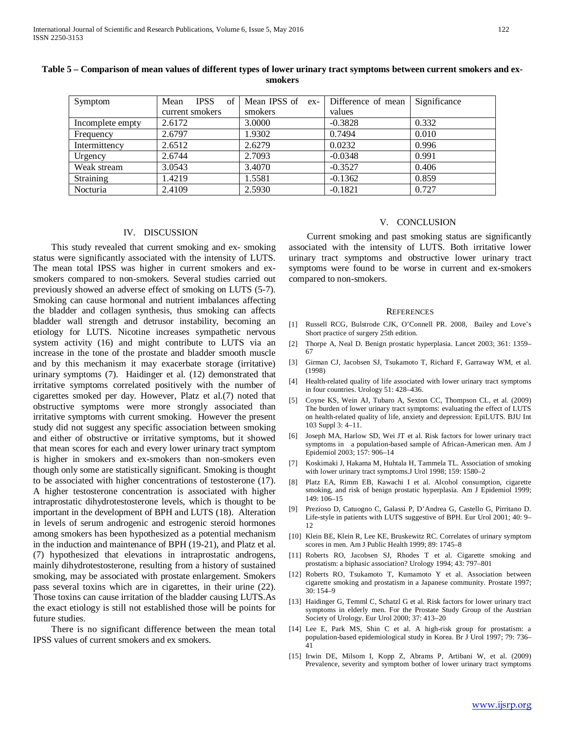**Table 5 – Comparison of mean values of different types of lower urinary tract symptoms between current smokers and ex-smokers**

| Symptom | Mean IPSS of current smokers | Mean IPSS of ex-smokers | Difference of mean values | Significance |
|---|---|---|---|---|
| Incomplete empty | 2.6172 | 3.0000 | -0.3828 | 0.332 |
| Frequency | 2.6797 | 1.9302 | 0.7494 | 0.010 |
| Intermittency | 2.6512 | 2.6279 | 0.0232 | 0.996 |
| Urgency | 2.6744 | 2.7093 | -0.0348 | 0.991 |
| Weak stream | 3.0543 | 3.4070 | -0.3527 | 0.406 |
| Straining | 1.4219 | 1.5581 | -0.1362 | 0.859 |
| Nocturia | 2.4109 | 2.5930 | -0.1821 | 0.727 |

## IV. DISCUSSION

This study revealed that current smoking and ex- smoking status were significantly associated with the intensity of LUTS. The mean total IPSS was higher in current smokers and ex-smokers compared to non-smokers. Several studies carried out previously showed an adverse effect of smoking on LUTS (5-7). Smoking can cause hormonal and nutrient imbalances affecting the bladder and collagen synthesis, thus smoking can affects bladder wall strength and detrusor instability, becoming an etiology for LUTS. Nicotine increases sympathetic nervous system activity (16) and might contribute to LUTS via an increase in the tone of the prostate and bladder smooth muscle and by this mechanism it may exacerbate storage (irritative) urinary symptoms (7). Haidinger et al. (12) demonstrated that irritative symptoms correlated positively with the number of cigarettes smoked per day. However, Platz et al.(7) noted that obstructive symptoms were more strongly associated than irritative symptoms with current smoking. However the present study did not suggest any specific association between smoking and either of obstructive or irritative symptoms, but it showed that mean scores for each and every lower urinary tract symptom is higher in smokers and ex-smokers than non-smokers even though only some are statistically significant. Smoking is thought to be associated with higher concentrations of testosterone (17). A higher testosterone concentration is associated with higher intraprostatic dihydrotestosterone levels, which is thought to be important in the development of BPH and LUTS (18). Alteration in levels of serum androgenic and estrogenic steroid hormones among smokers has been hypothesized as a potential mechanism in the induction and maintenance of BPH (19-21), and Platz et al. (7) hypothesized that elevations in intraprostatic androgens, mainly dihydrotestosterone, resulting from a history of sustained smoking, may be associated with prostate enlargement. Smokers pass several toxins which are in cigarettes, in their urine (22). Those toxins can cause irritation of the bladder causing LUTS.As the exact etiology is still not established those will be points for future studies.

There is no significant difference between the mean total IPSS values of current smokers and ex smokers.

## V. CONCLUSION

Current smoking and past smoking status are significantly associated with the intensity of LUTS. Both irritative lower urinary tract symptoms and obstructive lower urinary tract symptoms were found to be worse in current and ex-smokers compared to non-smokers.

## REFERENCES

[1] Russell RCG, Bulstrode CJK, O'Connell PR. 2008, Bailey and Love's Short practice of surgery 25th edition.

[2] Thorpe A, Neal D. Benign prostatic hyperplasia. Lancet 2003; 361: 1359–67

[3] Girman CJ, Jacobsen SJ, Tsukamoto T, Richard F, Garraway WM, et al. (1998)

[4] Health-related quality of life associated with lower urinary tract symptoms in four countries. Urology 51: 428–436.

[5] Coyne KS, Wein AJ, Tubaro A, Sexton CC, Thompson CL, et al. (2009) The burden of lower urinary tract symptoms: evaluating the effect of LUTS on health-related quality of life, anxiety and depression: EpiLUTS. BJU Int 103 Suppl 3: 4–11.

[6] Joseph MA, Harlow SD, Wei JT et al. Risk factors for lower urinary tract symptoms in a population-based sample of African-American men. Am J Epidemiol 2003; 157: 906–14

[7] Koskimaki J, Hakama M, Huhtala H, Tammela TL. Association of smoking with lower urinary tract symptoms.J Urol 1998; 159: 1580–2

[8] Platz EA, Rimm EB, Kawachi I et al. Alcohol consumption, cigarette smoking, and risk of benign prostatic hyperplasia. Am J Epidemiol 1999; 149: 106–15

[9] Prezioso D, Catuogno C, Galassi P, D'Andrea G, Castello G, Pirritano D. Life-style in patients with LUTS suggestive of BPH. Eur Urol 2001; 40: 9–12

[10] Klein BE, Klein R, Lee KE, Bruskewitz RC. Correlates of urinary symptom scores in men. Am J Public Health 1999; 89: 1745–8

[11] Roberts RO, Jacobsen SJ, Rhodes T et al. Cigarette smoking and prostatism: a biphasic association? Urology 1994; 43: 797–801

[12] Roberts RO, Tsukamoto T, Kumamoto Y et al. Association between cigarette smoking and prostatism in a Japanese community. Prostate 1997; 30: 154–9

[13] Haidinger G, Temml C, Schatzl G et al. Risk factors for lower urinary tract symptoms in elderly men. For the Prostate Study Group of the Austrian Society of Urology. Eur Urol 2000; 37: 413–20

[14] Lee E, Park MS, Shin C et al. A high-risk group for prostatism: a population-based epidemiological study in Korea. Br J Urol 1997; 79: 736–41

[15] Irwin DE, Milsom I, Kopp Z, Abrams P, Artibani W, et al. (2009) Prevalence, severity and symptom bother of lower urinary tract symptoms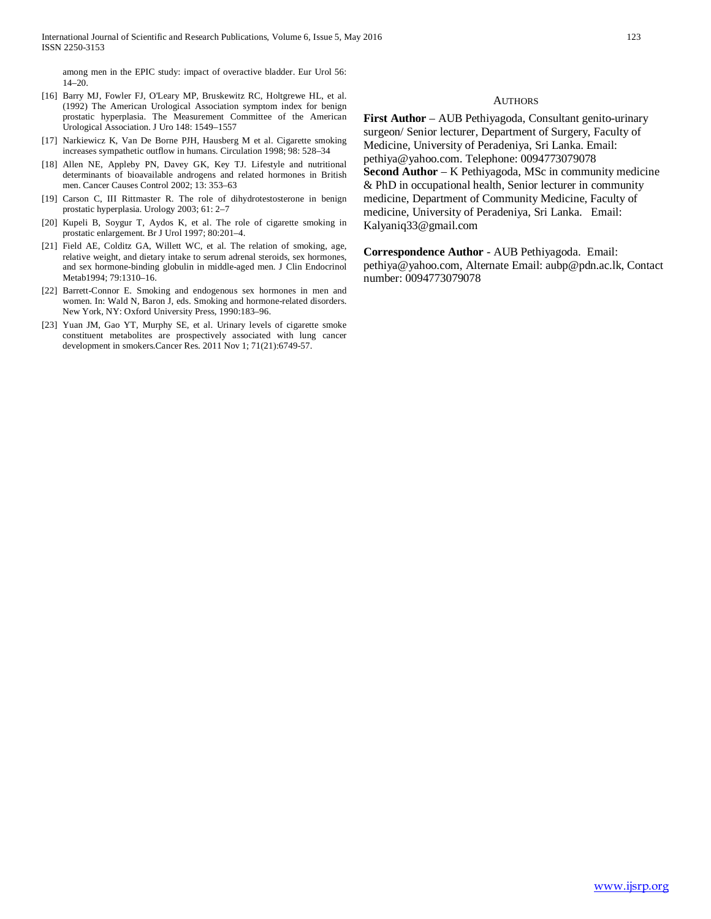among men in the EPIC study: impact of overactive bladder. Eur Urol 56: 14–20.

[16] Barry MJ, Fowler FJ, O'Leary MP, Bruskewitz RC, Holtgrewe HL, et al. (1992) The American Urological Association symptom index for benign prostatic hyperplasia. The Measurement Committee of the American Urological Association. J Uro 148: 1549–1557

[17] Narkiewicz K, Van De Borne PJH, Hausberg M et al. Cigarette smoking increases sympathetic outflow in humans. Circulation 1998; 98: 528–34

[18] Allen NE, Appleby PN, Davey GK, Key TJ. Lifestyle and nutritional determinants of bioavailable androgens and related hormones in British men. Cancer Causes Control 2002; 13: 353–63

[19] Carson C, III Rittmaster R. The role of dihydrotestosterone in benign prostatic hyperplasia. Urology 2003; 61: 2–7

[20] Kupeli B, Soygur T, Aydos K, et al. The role of cigarette smoking in prostatic enlargement. Br J Urol 1997; 80:201–4.

[21] Field AE, Colditz GA, Willett WC, et al. The relation of smoking, age, relative weight, and dietary intake to serum adrenal steroids, sex hormones, and sex hormone-binding globulin in middle-aged men. J Clin Endocrinol Metab1994; 79:1310–16.

[22] Barrett-Connor E. Smoking and endogenous sex hormones in men and women. In: Wald N, Baron J, eds. Smoking and hormone-related disorders. New York, NY: Oxford University Press, 1990:183–96.

[23] Yuan JM, Gao YT, Murphy SE, et al. Urinary levels of cigarette smoke constituent metabolites are prospectively associated with lung cancer development in smokers.Cancer Res. 2011 Nov 1; 71(21):6749-57.

## Authors

**First Author** – AUB Pethiyagoda, Consultant genito-urinary surgeon/ Senior lecturer, Department of Surgery, Faculty of Medicine, University of Peradeniya, Sri Lanka. Email: pethiya@yahoo.com. Telephone: 0094773079078

**Second Author** – K Pethiyagoda, MSc in community medicine & PhD in occupational health, Senior lecturer in community medicine, Department of Community Medicine, Faculty of medicine, University of Peradeniya, Sri Lanka. Email: Kalyaniq33@gmail.com

**Correspondence Author** - AUB Pethiyagoda. Email: pethiya@yahoo.com, Alternate Email: aubp@pdn.ac.lk, Contact number: 0094773079078